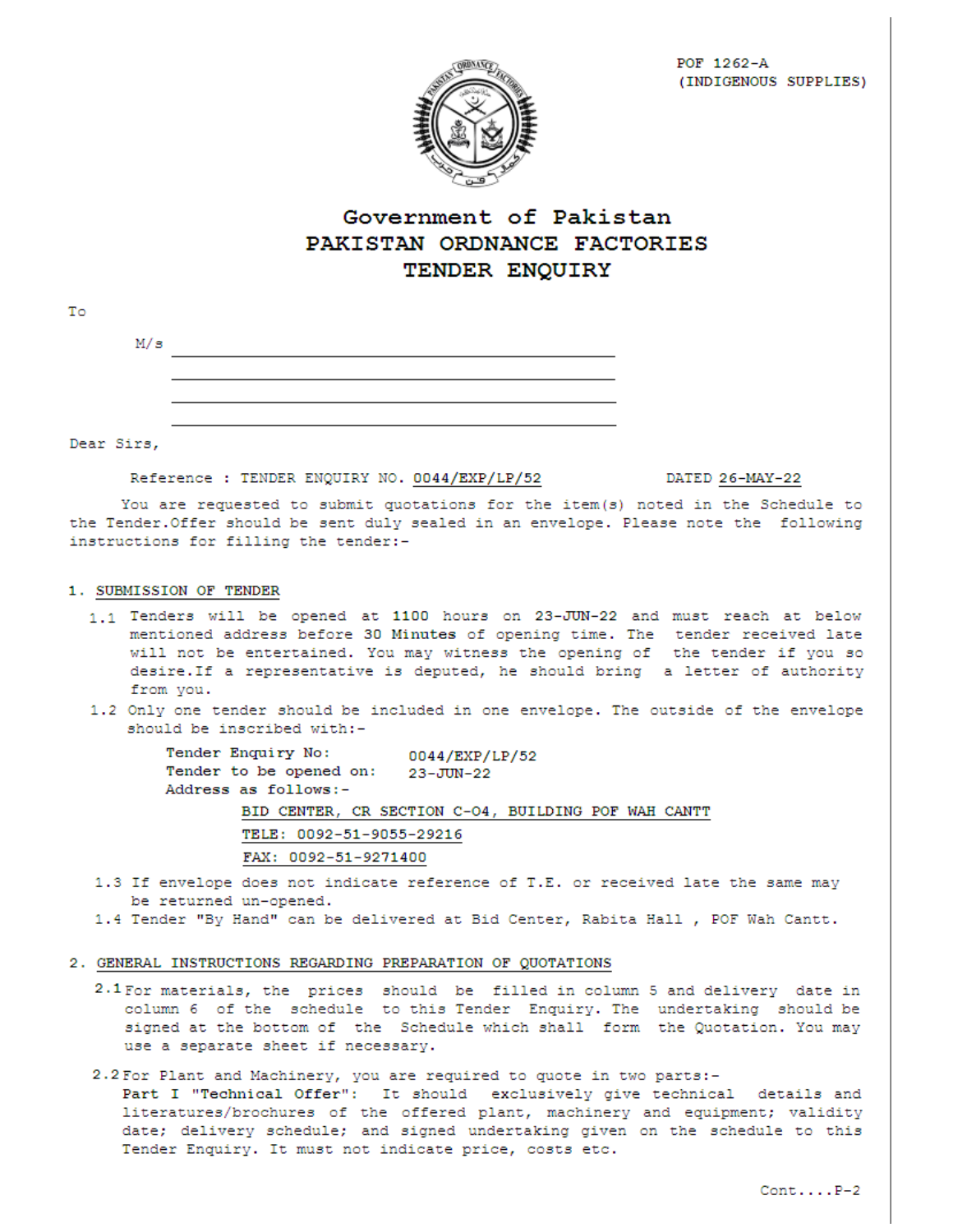POF 1262-A
(INDIGENOUS SUPPLIES)

# Government of Pakistan
# PAKISTAN ORDNANCE FACTORIES
# TENDER ENQUIRY

To

M/s ______________________________

______________________________

______________________________

______________________________

Dear Sirs,

Reference : TENDER ENQUIRY NO. 0044/EXP/LP/52 DATED 26-MAY-22

You are requested to submit quotations for the item(s) noted in the Schedule to the Tender.Offer should be sent duly sealed in an envelope. Please note the following instructions for filling the tender:-

## 1. SUBMISSION OF TENDER

1.1 Tenders will be opened at 1100 hours on 23-JUN-22 and must reach at below mentioned address before 30 Minutes of opening time. The tender received late will not be entertained. You may witness the opening of the tender if you so desire.If a representative is deputed, he should bring a letter of authority from you.

1.2 Only one tender should be included in one envelope. The outside of the envelope should be inscribed with:-

Tender Enquiry No: 0044/EXP/LP/52
Tender to be opened on: 23-JUN-22
Address as follows:-

BID CENTER, CR SECTION C-04, BUILDING POF WAH CANTT
TELE: 0092-51-9055-29216
FAX: 0092-51-9271400

1.3 If envelope does not indicate reference of T.E. or received late the same may be returned un-opened.

1.4 Tender "By Hand" can be delivered at Bid Center, Rabita Hall , POF Wah Cantt.

## 2. GENERAL INSTRUCTIONS REGARDING PREPARATION OF QUOTATIONS

2.1 For materials, the prices should be filled in column 5 and delivery date in column 6 of the schedule to this Tender Enquiry. The undertaking should be signed at the bottom of the Schedule which shall form the Quotation. You may use a separate sheet if necessary.

2.2 For Plant and Machinery, you are required to quote in two parts:-
**Part I "Technical Offer"**: It should exclusively give technical details and literatures/brochures of the offered plant, machinery and equipment; validity date; delivery schedule; and signed undertaking given on the schedule to this Tender Enquiry. It must not indicate price, costs etc.

Cont....P-2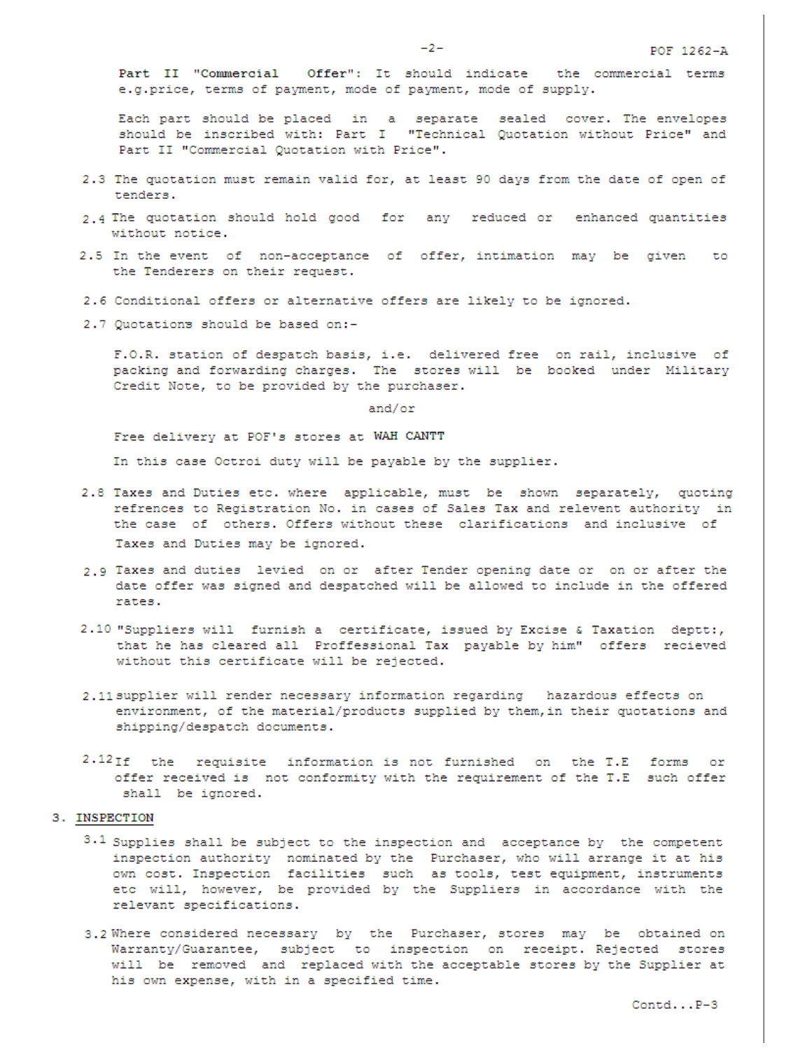Part II "Commercial Offer": It should indicate the commercial terms e.g.price, terms of payment, mode of payment, mode of supply.

Each part should be placed in a separate sealed cover. The envelopes should be inscribed with: Part I "Technical Quotation without Price" and Part II "Commercial Quotation with Price".

2.3 The quotation must remain valid for, at least 90 days from the date of open of tenders.

2.4 The quotation should hold good for any reduced or enhanced quantities without notice.

2.5 In the event of non-acceptance of offer, intimation may be given to the Tenderers on their request.

2.6 Conditional offers or alternative offers are likely to be ignored.

2.7 Quotations should be based on:-

F.O.R. station of despatch basis, i.e. delivered free on rail, inclusive of packing and forwarding charges. The stores will be booked under Military Credit Note, to be provided by the purchaser.

and/or

Free delivery at POF's stores at **WAH CANTT**

In this case Octroi duty will be payable by the supplier.

2.8 Taxes and Duties etc. where applicable, must be shown separately, quoting refrences to Registration No. in cases of Sales Tax and relevent authority in the case of others. Offers without these clarifications and inclusive of Taxes and Duties may be ignored.

2.9 Taxes and duties levied on or after Tender opening date or on or after the date offer was signed and despatched will be allowed to include in the offered rates.

2.10 "Suppliers will furnish a certificate, issued by Excise & Taxation deptt:, that he has cleared all Proffessional Tax payable by him" offers recieved without this certificate will be rejected.

2.11 supplier will render necessary information regarding hazardous effects on environment, of the material/products supplied by them,in their quotations and shipping/despatch documents.

2.12 If the requisite information is not furnished on the T.E forms or offer received is not conformity with the requirement of the T.E such offer shall be ignored.

## 3. INSPECTION

3.1 Supplies shall be subject to the inspection and acceptance by the competent inspection authority nominated by the Purchaser, who will arrange it at his own cost. Inspection facilities such as tools, test equipment, instruments etc will, however, be provided by the Suppliers in accordance with the relevant specifications.

3.2 Where considered necessary by the Purchaser, stores may be obtained on Warranty/Guarantee, subject to inspection on receipt. Rejected stores will be removed and replaced with the acceptable stores by the Supplier at his own expense, with in a specified time.

Contd...P-3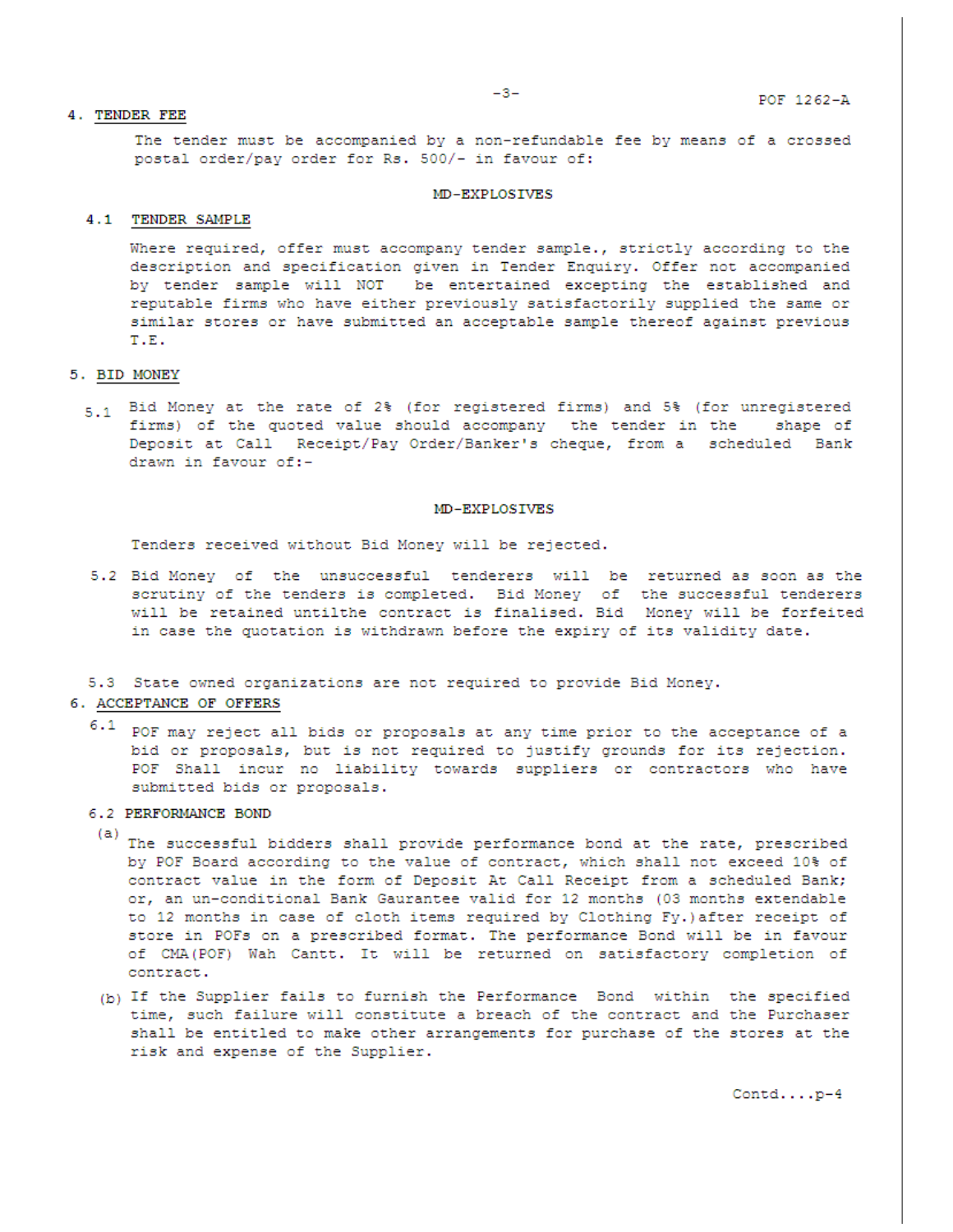## 4. TENDER FEE

The tender must be accompanied by a non-refundable fee by means of a crossed postal order/pay order for Rs. 500/- in favour of:

**MD-EXPLOSIVES**

### 4.1 TENDER SAMPLE

Where required, offer must accompany tender sample., strictly according to the description and specification given in Tender Enquiry. Offer not accompanied by tender sample will NOT be entertained excepting the established and reputable firms who have either previously satisfactorily supplied the same or similar stores or have submitted an acceptable sample thereof against previous T.E.

## 5. BID MONEY

5.1 Bid Money at the rate of 2% (for registered firms) and 5% (for unregistered firms) of the quoted value should accompany the tender in the shape of Deposit at Call Receipt/Pay Order/Banker's cheque, from a scheduled Bank drawn in favour of:-

**MD-EXPLOSIVES**

Tenders received without Bid Money will be rejected.

5.2 Bid Money of the unsuccessful tenderers will be returned as soon as the scrutiny of the tenders is completed. Bid Money of the successful tenderers will be retained untilthe contract is finalised. Bid Money will be forfeited in case the quotation is withdrawn before the expiry of its validity date.

5.3 State owned organizations are not required to provide Bid Money.

## 6. ACCEPTANCE OF OFFERS

6.1 POF may reject all bids or proposals at any time prior to the acceptance of a bid or proposals, but is not required to justify grounds for its rejection. POF Shall incur no liability towards suppliers or contractors who have submitted bids or proposals.

6.2 PERFORMANCE BOND

(a) The successful bidders shall provide performance bond at the rate, prescribed by POF Board according to the value of contract, which shall not exceed 10% of contract value in the form of Deposit At Call Receipt from a scheduled Bank; or, an un-conditional Bank Gaurantee valid for 12 months (03 months extendable to 12 months in case of cloth items required by Clothing Fy.)after receipt of store in POFs on a prescribed format. The performance Bond will be in favour of CMA(POF) Wah Cantt. It will be returned on satisfactory completion of contract.

(b) If the Supplier fails to furnish the Performance Bond within the specified time, such failure will constitute a breach of the contract and the Purchaser shall be entitled to make other arrangements for purchase of the stores at the risk and expense of the Supplier.

Contd....p-4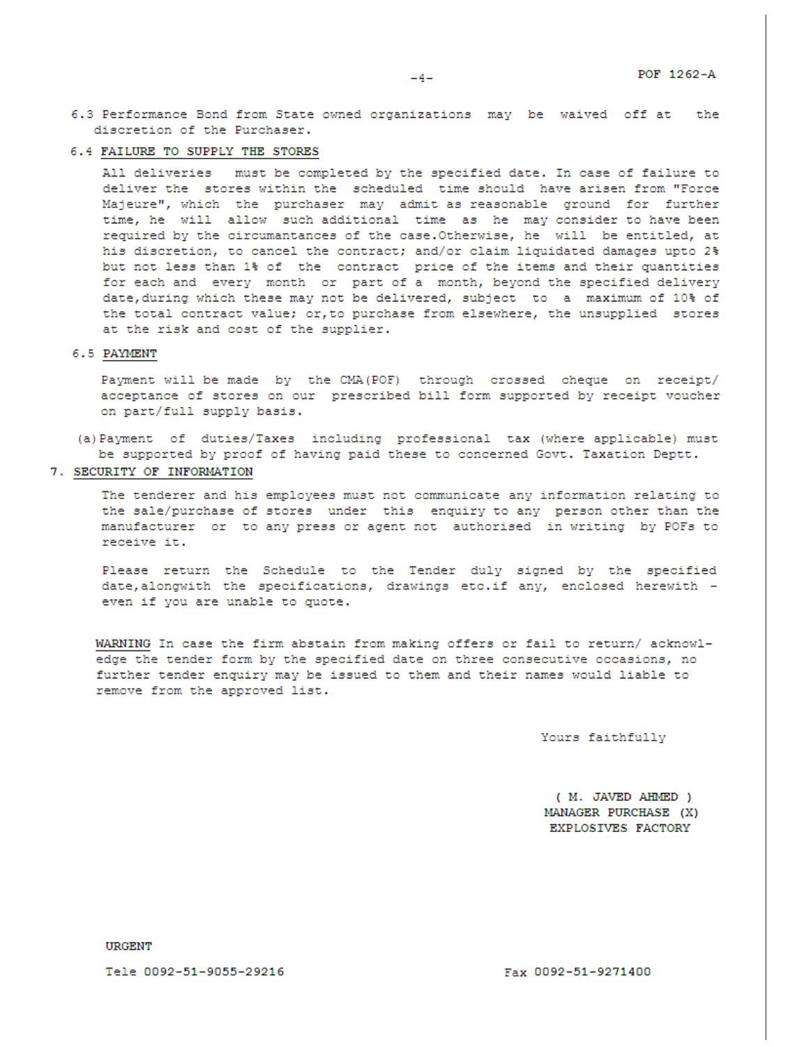6.3 Performance Bond from State owned organizations may be waived off at the discretion of the Purchaser.

6.4 <u>FAILURE TO SUPPLY THE STORES</u>

All deliveries must be completed by the specified date. In case of failure to deliver the stores within the scheduled time should have arisen from "Force Majeure", which the purchaser may admit as reasonable ground for further time, he will allow such additional time as he may consider to have been required by the circumantances of the case.Otherwise, he will be entitled, at his discretion, to cancel the contract; and/or claim liquidated damages upto 2% but not less than 1% of the contract price of the items and their quantities for each and every month or part of a month, beyond the specified delivery date,during which these may not be delivered, subject to a maximum of 10% of the total contract value; or,to purchase from elsewhere, the unsupplied stores at the risk and cost of the supplier.

6.5 <u>PAYMENT</u>

Payment will be made by the CMA(POF) through crossed cheque on receipt/ acceptance of stores on our prescribed bill form supported by receipt voucher on part/full supply basis.

(a) Payment of duties/Taxes including professional tax (where applicable) must be supported by proof of having paid these to concerned Govt. Taxation Deptt.

7. <u>SECURITY OF INFORMATION</u>

The tenderer and his employees must not communicate any information relating to the sale/purchase of stores under this enquiry to any person other than the manufacturer or to any press or agent not authorised in writing by POFs to receive it.

Please return the Schedule to the Tender duly signed by the specified date,alongwith the specifications, drawings etc.if any, enclosed herewith - even if you are unable to quote.

<u>WARNING</u> In case the firm abstain from making offers or fail to return/ acknowledge the tender form by the specified date on three consecutive occasions, no further tender enquiry may be issued to them and their names would liable to remove from the approved list.

Yours faithfully

( M. JAVED AHMED )
MANAGER PURCHASE (X)
EXPLOSIVES FACTORY

**URGENT**

Tele 0092-51-9055-29216

Fax 0092-51-9271400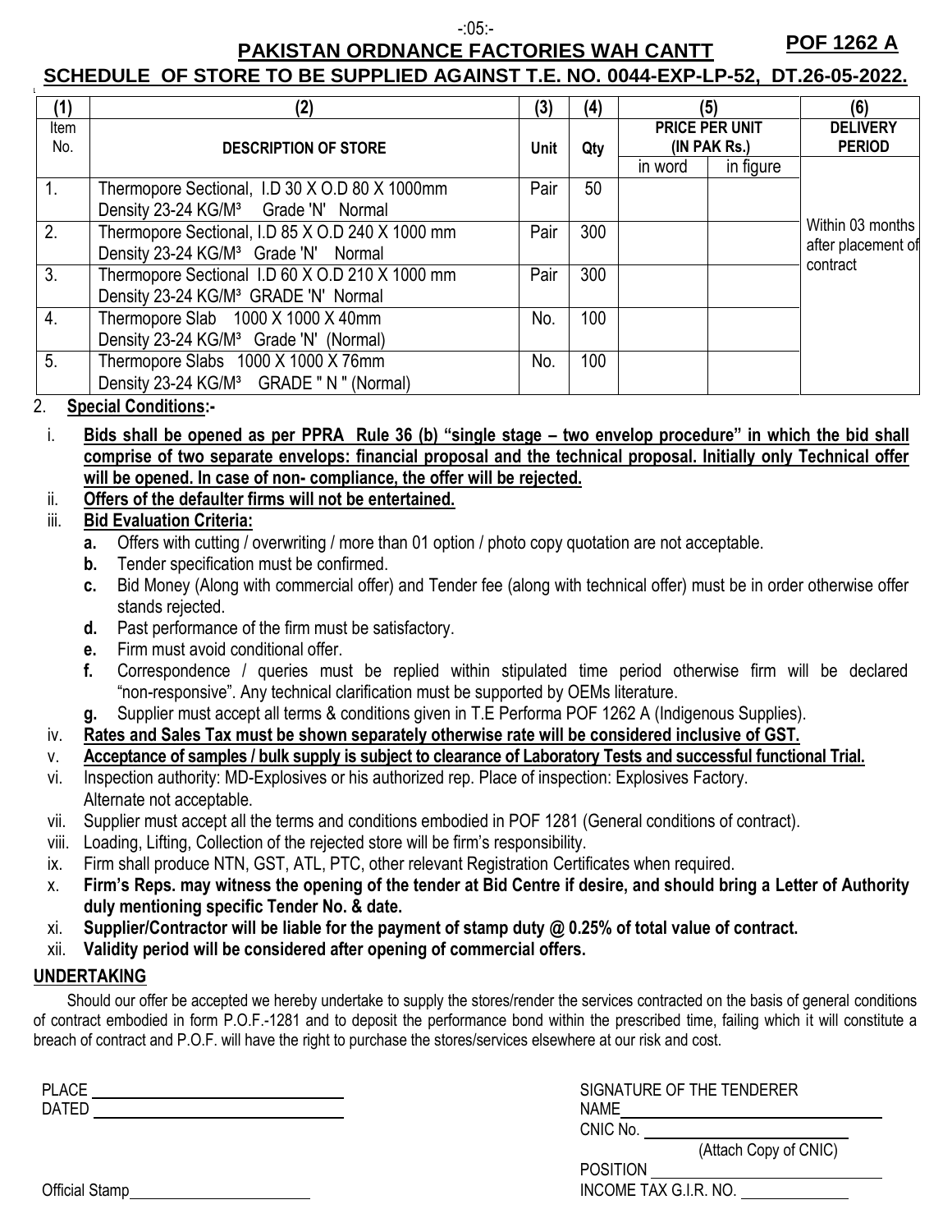**POF 1262 A**

# PAKISTAN ORDNANCE FACTORIES WAH CANTT

## SCHEDULE OF STORE TO BE SUPPLIED AGAINST T.E. NO. 0044-EXP-LP-52, DT.26-05-2022.

| (1) | (2) | (3) | (4) | (5) | | (6) |
|---|---|---|---|---|---|---|
| Item No. | **DESCRIPTION OF STORE** | **Unit** | **Qty** | **PRICE PER UNIT (IN PAK Rs.)** | | **DELIVERY PERIOD** |
| | | | | in word | in figure | |
| 1. | Thermopore Sectional, I.D 30 X O.D 80 X 1000mm Density 23-24 KG/M³ Grade 'N' Normal | Pair | 50 | | | Within 03 months after placement of contract |
| 2. | Thermopore Sectional, I.D 85 X O.D 240 X 1000 mm Density 23-24 KG/M³ Grade 'N' Normal | Pair | 300 | | | |
| 3. | Thermopore Sectional I.D 60 X O.D 210 X 1000 mm Density 23-24 KG/M³ GRADE 'N' Normal | Pair | 300 | | | |
| 4. | Thermopore Slab 1000 X 1000 X 40mm Density 23-24 KG/M³ Grade 'N' (Normal) | No. | 100 | | | |
| 5. | Thermopore Slabs 1000 X 1000 X 76mm Density 23-24 KG/M³ GRADE " N " (Normal) | No. | 100 | | | |

2. **Special Conditions:-**

i. **Bids shall be opened as per PPRA Rule 36 (b) "single stage – two envelop procedure" in which the bid shall comprise of two separate envelops: financial proposal and the technical proposal. Initially only Technical offer will be opened. In case of non- compliance, the offer will be rejected.**

ii. **Offers of the defaulter firms will not be entertained.**

iii. **Bid Evaluation Criteria:**

   **a.** Offers with cutting / overwriting / more than 01 option / photo copy quotation are not acceptable.
   
   **b.** Tender specification must be confirmed.
   
   **c.** Bid Money (Along with commercial offer) and Tender fee (along with technical offer) must be in order otherwise offer stands rejected.
   
   **d.** Past performance of the firm must be satisfactory.
   
   **e.** Firm must avoid conditional offer.
   
   **f.** Correspondence / queries must be replied within stipulated time period otherwise firm will be declared "non-responsive". Any technical clarification must be supported by OEMs literature.
   
   **g.** Supplier must accept all terms & conditions given in T.E Performa POF 1262 A (Indigenous Supplies).

iv. **Rates and Sales Tax must be shown separately otherwise rate will be considered inclusive of GST.**

v. **Acceptance of samples / bulk supply is subject to clearance of Laboratory Tests and successful functional Trial.**

vi. Inspection authority: MD-Explosives or his authorized rep. Place of inspection: Explosives Factory. Alternate not acceptable.

vii. Supplier must accept all the terms and conditions embodied in POF 1281 (General conditions of contract).

viii. Loading, Lifting, Collection of the rejected store will be firm's responsibility.

ix. Firm shall produce NTN, GST, ATL, PTC, other relevant Registration Certificates when required.

x. **Firm's Reps. may witness the opening of the tender at Bid Centre if desire, and should bring a Letter of Authority duly mentioning specific Tender No. & date.**

xi. **Supplier/Contractor will be liable for the payment of stamp duty @ 0.25% of total value of contract.**

xii. **Validity period will be considered after opening of commercial offers.**

**UNDERTAKING**

Should our offer be accepted we hereby undertake to supply the stores/render the services contracted on the basis of general conditions of contract embodied in form P.O.F.-1281 and to deposit the performance bond within the prescribed time, failing which it will constitute a breach of contract and P.O.F. will have the right to purchase the stores/services elsewhere at our risk and cost.

PLACE ____________________

DATED ____________________

SIGNATURE OF THE TENDERER

NAME ____________________

CNIC No. ____________________

(Attach Copy of CNIC)

POSITION ____________________

Official Stamp ____________________

INCOME TAX G.I.R. NO. ____________________